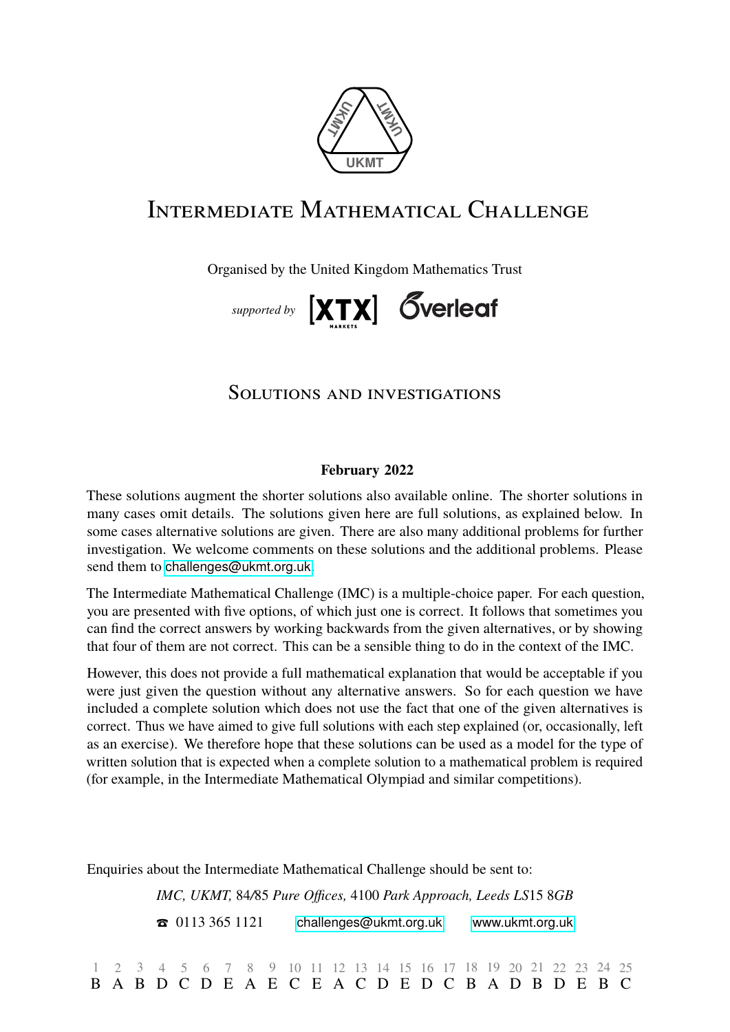# Intermediate Mathematical Challenge

Organised by the United Kingdom Mathematics Trust

*supported by* [XTX] MARKETS Overleaf

## Solutions and investigations

**February 2022**

These solutions augment the shorter solutions also available online. The shorter solutions in many cases omit details. The solutions given here are full solutions, as explained below. In some cases alternative solutions are given. There are also many additional problems for further investigation. We welcome comments on these solutions and the additional problems. Please send them to challenges@ukmt.org.uk.

The Intermediate Mathematical Challenge (IMC) is a multiple-choice paper. For each question, you are presented with five options, of which just one is correct. It follows that sometimes you can find the correct answers by working backwards from the given alternatives, or by showing that four of them are not correct. This can be a sensible thing to do in the context of the IMC.

However, this does not provide a full mathematical explanation that would be acceptable if you were just given the question without any alternative answers. So for each question we have included a complete solution which does not use the fact that one of the given alternatives is correct. Thus we have aimed to give full solutions with each step explained (or, occasionally, left as an exercise). We therefore hope that these solutions can be used as a model for the type of written solution that is expected when a complete solution to a mathematical problem is required (for example, in the Intermediate Mathematical Olympiad and similar competitions).

Enquiries about the Intermediate Mathematical Challenge should be sent to:

*IMC, UKMT,* 84/85 *Pure Offices,* 4100 *Park Approach, Leeds LS*15 8*GB*

☎ 0113 365 1121 challenges@ukmt.org.uk www.ukmt.org.uk

| 1 | 2 | 3 | 4 | 5 | 6 | 7 | 8 | 9 | 10 | 11 | 12 | 13 | 14 | 15 | 16 | 17 | 18 | 19 | 20 | 21 | 22 | 23 | 24 | 25 |
|---|---|---|---|---|---|---|---|---|---|---|---|---|---|---|---|---|---|---|---|---|---|---|---|---|
| B | A | B | D | C | D | E | A | E | C | E | A | C | D | E | D | C | B | A | D | B | D | E | B | C |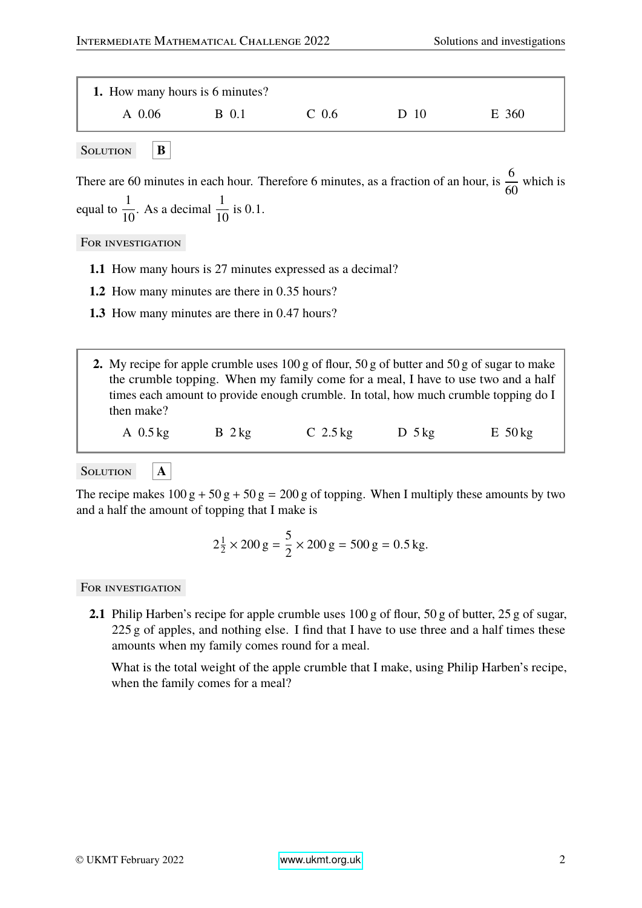**1.** How many hours is 6 minutes?

A 0.06 B 0.1 C 0.6 D 10 E 360

**Solution** **B**

There are 60 minutes in each hour. Therefore 6 minutes, as a fraction of an hour, is $\frac{6}{60}$ which is equal to $\frac{1}{10}$. As a decimal $\frac{1}{10}$ is 0.1.

**For investigation**

**1.1** How many hours is 27 minutes expressed as a decimal?

**1.2** How many minutes are there in 0.35 hours?

**1.3** How many minutes are there in 0.47 hours?

**2.** My recipe for apple crumble uses 100 g of flour, 50 g of butter and 50 g of sugar to make the crumble topping. When my family come for a meal, I have to use two and a half times each amount to provide enough crumble. In total, how much crumble topping do I then make?

A 0.5 kg B 2 kg C 2.5 kg D 5 kg E 50 kg

**Solution** **A**

The recipe makes $100\,\text{g} + 50\,\text{g} + 50\,\text{g} = 200\,\text{g}$ of topping. When I multiply these amounts by two and a half the amount of topping that I make is

$$2\tfrac{1}{2} \times 200\,\text{g} = \frac{5}{2} \times 200\,\text{g} = 500\,\text{g} = 0.5\,\text{kg}.$$

**For investigation**

**2.1** Philip Harben's recipe for apple crumble uses 100 g of flour, 50 g of butter, 25 g of sugar, 225 g of apples, and nothing else. I find that I have to use three and a half times these amounts when my family comes round for a meal.

What is the total weight of the apple crumble that I make, using Philip Harben's recipe, when the family comes for a meal?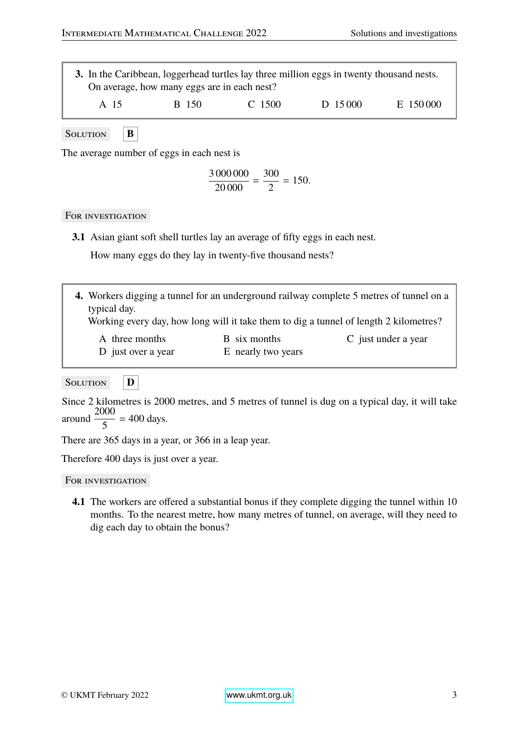**3.** In the Caribbean, loggerhead turtles lay three million eggs in twenty thousand nests. On average, how many eggs are in each nest?

A 15 B 150 C 1500 D 15 000 E 150 000

**Solution** **B**

The average number of eggs in each nest is

$$\frac{3\,000\,000}{20\,000} = \frac{300}{2} = 150.$$

**For investigation**

**3.1** Asian giant soft shell turtles lay an average of fifty eggs in each nest.

How many eggs do they lay in twenty-five thousand nests?

**4.** Workers digging a tunnel for an underground railway complete 5 metres of tunnel on a typical day.
Working every day, how long will it take them to dig a tunnel of length 2 kilometres?

A three months B six months C just under a year
D just over a year E nearly two years

**Solution** **D**

Since 2 kilometres is 2000 metres, and 5 metres of tunnel is dug on a typical day, it will take around $\frac{2000}{5} = 400$ days.

There are 365 days in a year, or 366 in a leap year.

Therefore 400 days is just over a year.

**For investigation**

**4.1** The workers are offered a substantial bonus if they complete digging the tunnel within 10 months. To the nearest metre, how many metres of tunnel, on average, will they need to dig each day to obtain the bonus?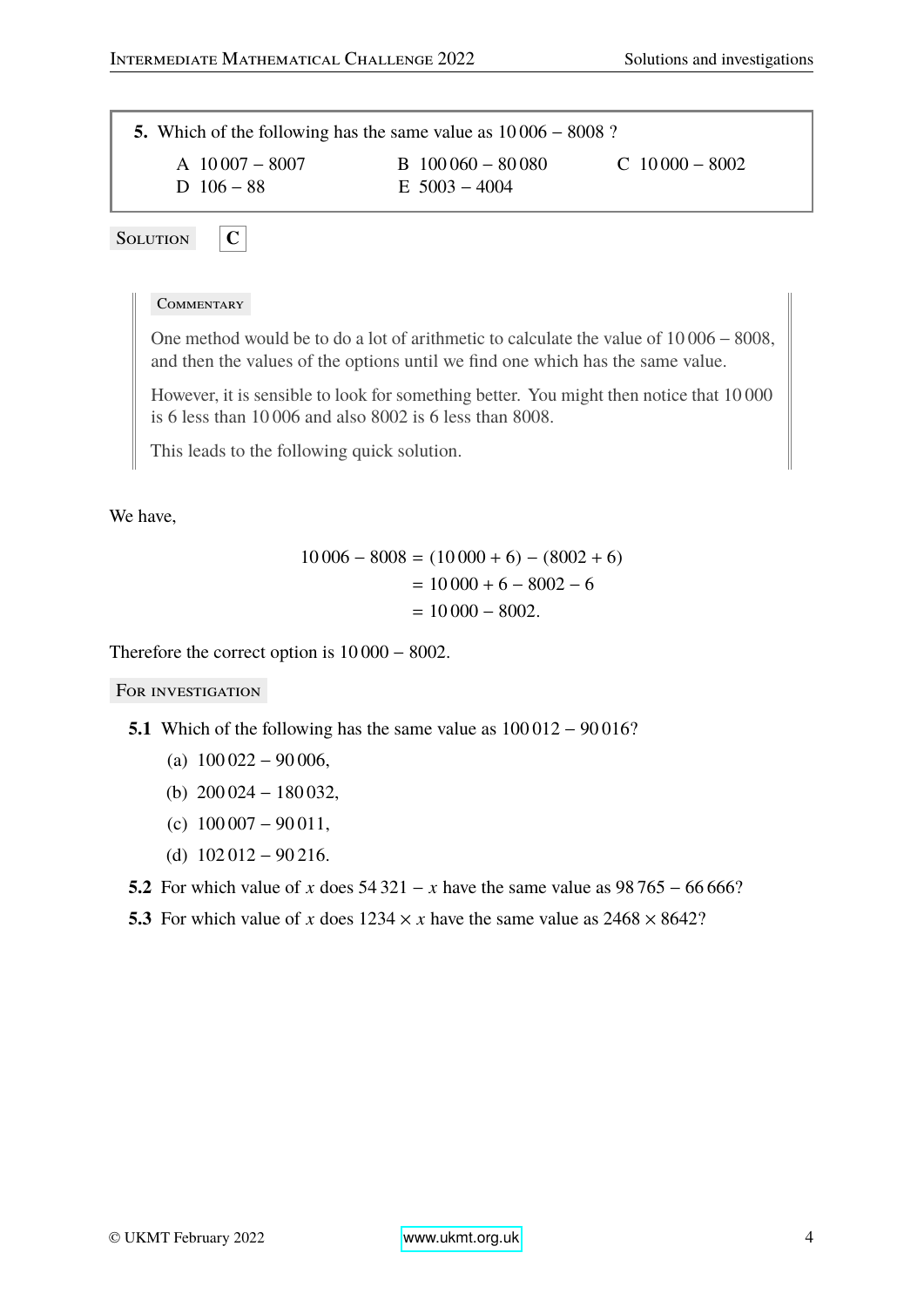**5.** Which of the following has the same value as $10\,006 - 8008$ ?

A $10\,007 - 8007$
B $100\,060 - 80\,080$
C $10\,000 - 8002$
D $106 - 88$
E $5003 - 4004$

SOLUTION **C**

> COMMENTARY
>
> One method would be to do a lot of arithmetic to calculate the value of $10\,006 - 8008$, and then the values of the options until we find one which has the same value.
>
> However, it is sensible to look for something better. You might then notice that $10\,000$ is 6 less than $10\,006$ and also 8002 is 6 less than 8008.
>
> This leads to the following quick solution.

We have,

$$\begin{aligned} 10\,006 - 8008 &= (10\,000 + 6) - (8002 + 6) \\ &= 10\,000 + 6 - 8002 - 6 \\ &= 10\,000 - 8002. \end{aligned}$$

Therefore the correct option is $10\,000 - 8002$.

FOR INVESTIGATION

**5.1** Which of the following has the same value as $100\,012 - 90\,016$?

(a) $100\,022 - 90\,006$,

(b) $200\,024 - 180\,032$,

(c) $100\,007 - 90\,011$,

(d) $102\,012 - 90\,216$.

**5.2** For which value of $x$ does $54\,321 - x$ have the same value as $98\,765 - 66\,666$?

**5.3** For which value of $x$ does $1234 \times x$ have the same value as $2468 \times 8642$?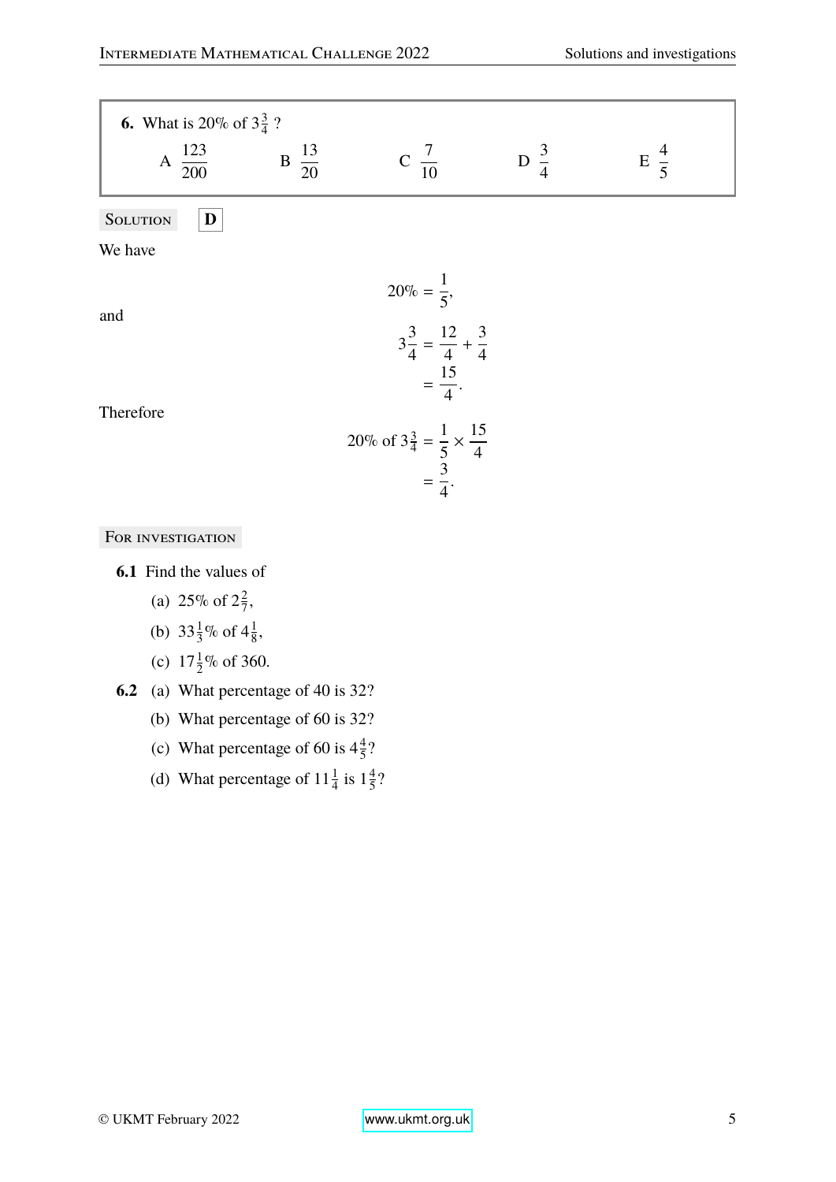**6.** What is 20% of $3\frac{3}{4}$ ?

A $\frac{123}{200}$ B $\frac{13}{20}$ C $\frac{7}{10}$ D $\frac{3}{4}$ E $\frac{4}{5}$

Solution **D**

We have

$$20\% = \frac{1}{5},$$

and

$$\begin{aligned} 3\frac{3}{4} &= \frac{12}{4} + \frac{3}{4} \\ &= \frac{15}{4}. \end{aligned}$$

Therefore

$$\begin{aligned} 20\% \text{ of } 3\tfrac{3}{4} &= \frac{1}{5} \times \frac{15}{4} \\ &= \frac{3}{4}. \end{aligned}$$

For investigation

**6.1** Find the values of

(a) 25% of $2\frac{2}{7}$,

(b) $33\frac{1}{3}$% of $4\frac{1}{8}$,

(c) $17\frac{1}{2}$% of 360.

**6.2** (a) What percentage of 40 is 32?

(b) What percentage of 60 is 32?

(c) What percentage of 60 is $4\frac{4}{5}$?

(d) What percentage of $11\frac{1}{4}$ is $1\frac{4}{5}$?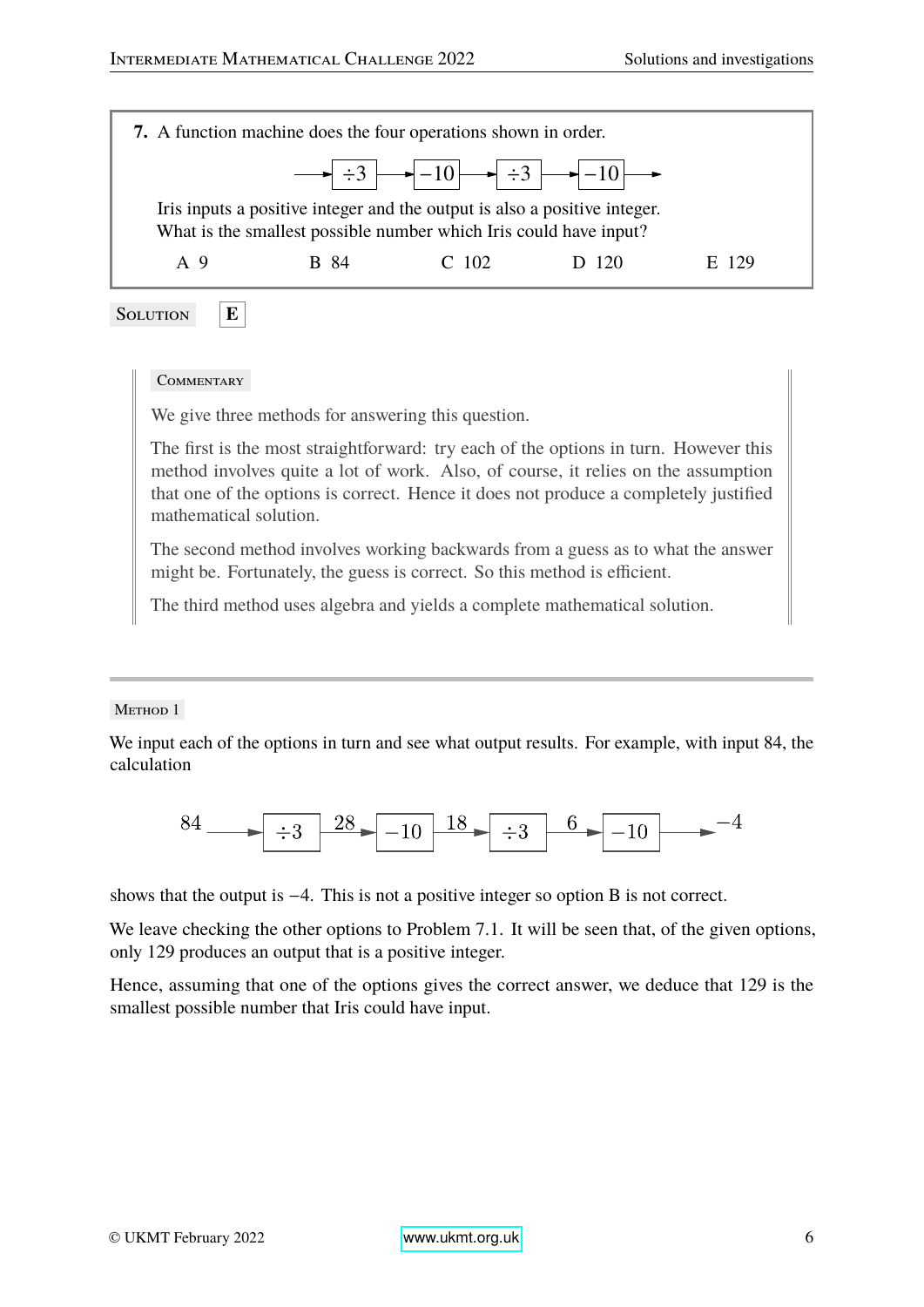**7.** A function machine does the four operations shown in order.

$$\rightarrow \boxed{\div 3} \rightarrow \boxed{-10} \rightarrow \boxed{\div 3} \rightarrow \boxed{-10} \rightarrow$$

Iris inputs a positive integer and the output is also a positive integer.
What is the smallest possible number which Iris could have input?

A 9 B 84 C 102 D 120 E 129

Solution **E**

> Commentary
>
> We give three methods for answering this question.
>
> The first is the most straightforward: try each of the options in turn. However this method involves quite a lot of work. Also, of course, it relies on the assumption that one of the options is correct. Hence it does not produce a completely justified mathematical solution.
>
> The second method involves working backwards from a guess as to what the answer might be. Fortunately, the guess is correct. So this method is efficient.
>
> The third method uses algebra and yields a complete mathematical solution.

---

Method 1

We input each of the options in turn and see what output results. For example, with input 84, the calculation

$$84 \longrightarrow \boxed{\div 3} \xrightarrow{28} \boxed{-10} \xrightarrow{18} \boxed{\div 3} \xrightarrow{6} \boxed{-10} \longrightarrow -4$$

shows that the output is $-4$. This is not a positive integer so option B is not correct.

We leave checking the other options to Problem 7.1. It will be seen that, of the given options, only 129 produces an output that is a positive integer.

Hence, assuming that one of the options gives the correct answer, we deduce that 129 is the smallest possible number that Iris could have input.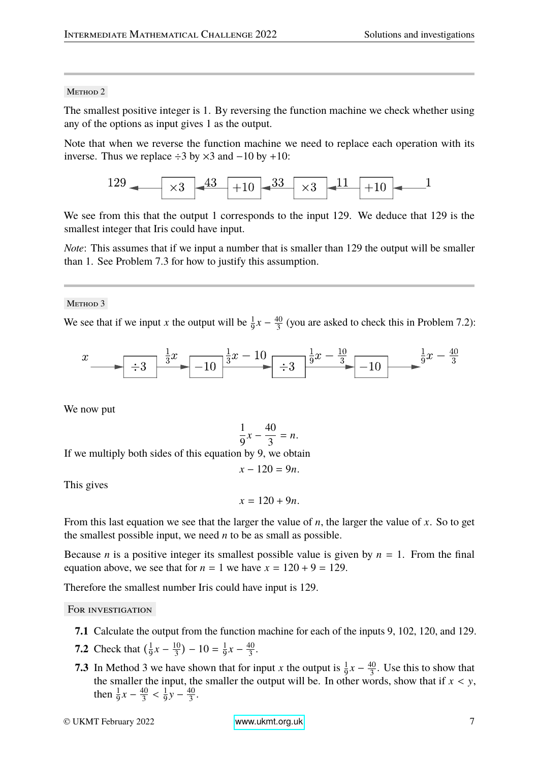Method 2

The smallest positive integer is 1. By reversing the function machine we check whether using any of the options as input gives 1 as the output.

Note that when we reverse the function machine we need to replace each operation with its inverse. Thus we replace $\div 3$ by $\times 3$ and $-10$ by $+10$:

$$129 \leftarrow \boxed{\times 3} \xleftarrow{43} \boxed{+10} \xleftarrow{33} \boxed{\times 3} \xleftarrow{11} \boxed{+10} \leftarrow 1$$

We see from this that the output 1 corresponds to the input 129. We deduce that 129 is the smallest integer that Iris could have input.

*Note*: This assumes that if we input a number that is smaller than 129 the output will be smaller than 1. See Problem 7.3 for how to justify this assumption.

Method 3

We see that if we input $x$ the output will be $\frac{1}{9}x - \frac{40}{3}$ (you are asked to check this in Problem 7.2):

$$x \rightarrow \boxed{\div 3} \xrightarrow{\frac{1}{3}x} \boxed{-10} \xrightarrow{\frac{1}{3}x - 10} \boxed{\div 3} \xrightarrow{\frac{1}{9}x - \frac{10}{3}} \boxed{-10} \rightarrow \frac{1}{9}x - \frac{40}{3}$$

We now put

$$\frac{1}{9}x - \frac{40}{3} = n.$$

If we multiply both sides of this equation by 9, we obtain

$$x - 120 = 9n.$$

This gives

$$x = 120 + 9n.$$

From this last equation we see that the larger the value of $n$, the larger the value of $x$. So to get the smallest possible input, we need $n$ to be as small as possible.

Because $n$ is a positive integer its smallest possible value is given by $n = 1$. From the final equation above, we see that for $n = 1$ we have $x = 120 + 9 = 129$.

Therefore the smallest number Iris could have input is 129.

For investigation

**7.1** Calculate the output from the function machine for each of the inputs 9, 102, 120, and 129.

**7.2** Check that $\left(\frac{1}{9}x - \frac{10}{3}\right) - 10 = \frac{1}{9}x - \frac{40}{3}$.

**7.3** In Method 3 we have shown that for input $x$ the output is $\frac{1}{9}x - \frac{40}{3}$. Use this to show that the smaller the input, the smaller the output will be. In other words, show that if $x < y$, then $\frac{1}{9}x - \frac{40}{3} < \frac{1}{9}y - \frac{40}{3}$.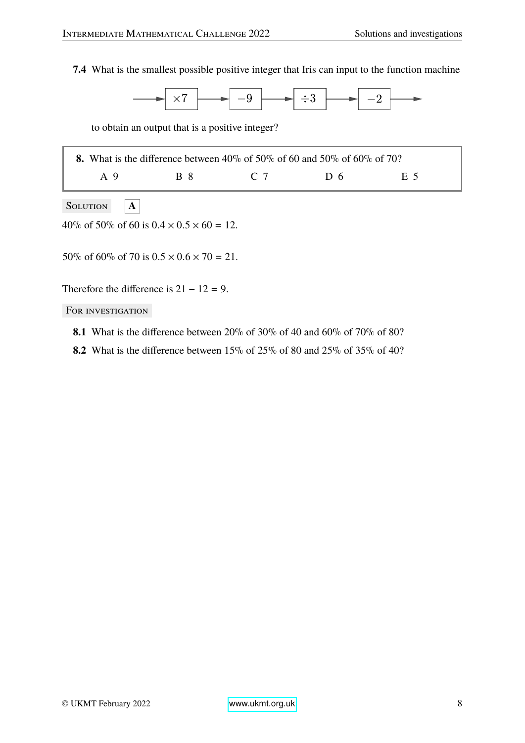**7.4** What is the smallest possible positive integer that Iris can input to the function machine

$$\longrightarrow \boxed{\times 7} \longrightarrow \boxed{-9} \longrightarrow \boxed{\div 3} \longrightarrow \boxed{-2} \longrightarrow$$

to obtain an output that is a positive integer?

---

**8.** What is the difference between 40% of 50% of 60 and 50% of 60% of 70?

A 9 B 8 C 7 D 6 E 5

---

**SOLUTION** **A**

40% of 50% of 60 is $0.4 \times 0.5 \times 60 = 12$.

50% of 60% of 70 is $0.5 \times 0.6 \times 70 = 21$.

Therefore the difference is $21 - 12 = 9$.

**FOR INVESTIGATION**

**8.1** What is the difference between 20% of 30% of 40 and 60% of 70% of 80?

**8.2** What is the difference between 15% of 25% of 80 and 25% of 35% of 40?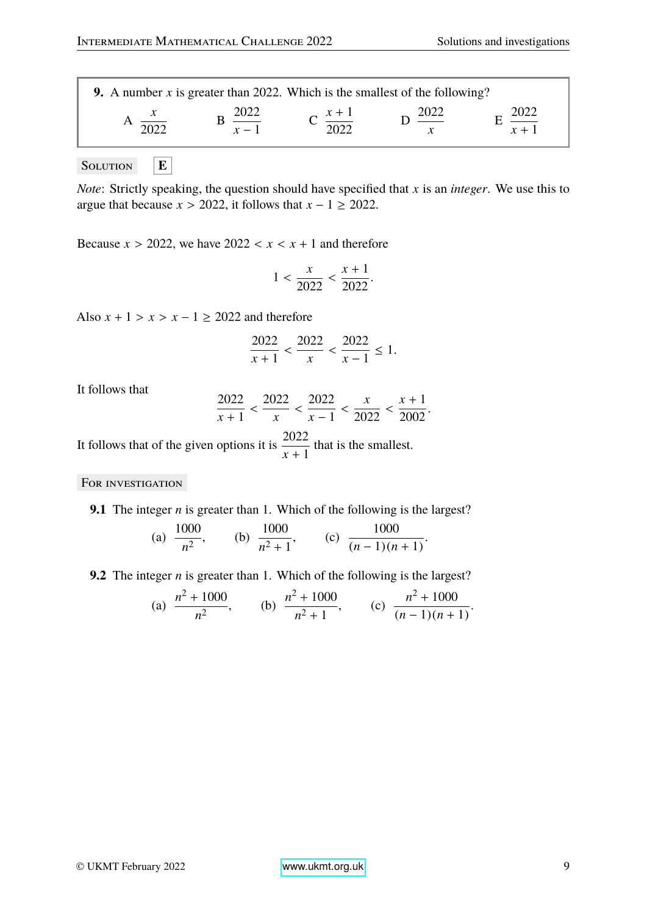**9.** A number $x$ is greater than 2022. Which is the smallest of the following?

A $\dfrac{x}{2022}$ B $\dfrac{2022}{x-1}$ C $\dfrac{x+1}{2022}$ D $\dfrac{2022}{x}$ E $\dfrac{2022}{x+1}$

SOLUTION **E**

*Note*: Strictly speaking, the question should have specified that $x$ is an *integer*. We use this to argue that because $x > 2022$, it follows that $x - 1 \geq 2022$.

Because $x > 2022$, we have $2022 < x < x + 1$ and therefore

$$1 < \frac{x}{2022} < \frac{x+1}{2022}.$$

Also $x + 1 > x > x - 1 \geq 2022$ and therefore

$$\frac{2022}{x+1} < \frac{2022}{x} < \frac{2022}{x-1} \leq 1.$$

It follows that

$$\frac{2022}{x+1} < \frac{2022}{x} < \frac{2022}{x-1} < \frac{x}{2022} < \frac{x+1}{2002}.$$

It follows that of the given options it is $\dfrac{2022}{x+1}$ that is the smallest.

FOR INVESTIGATION

**9.1** The integer $n$ is greater than 1. Which of the following is the largest?

(a) $\dfrac{1000}{n^2}$, (b) $\dfrac{1000}{n^2+1}$, (c) $\dfrac{1000}{(n-1)(n+1)}$.

**9.2** The integer $n$ is greater than 1. Which of the following is the largest?

(a) $\dfrac{n^2+1000}{n^2}$, (b) $\dfrac{n^2+1000}{n^2+1}$, (c) $\dfrac{n^2+1000}{(n-1)(n+1)}$.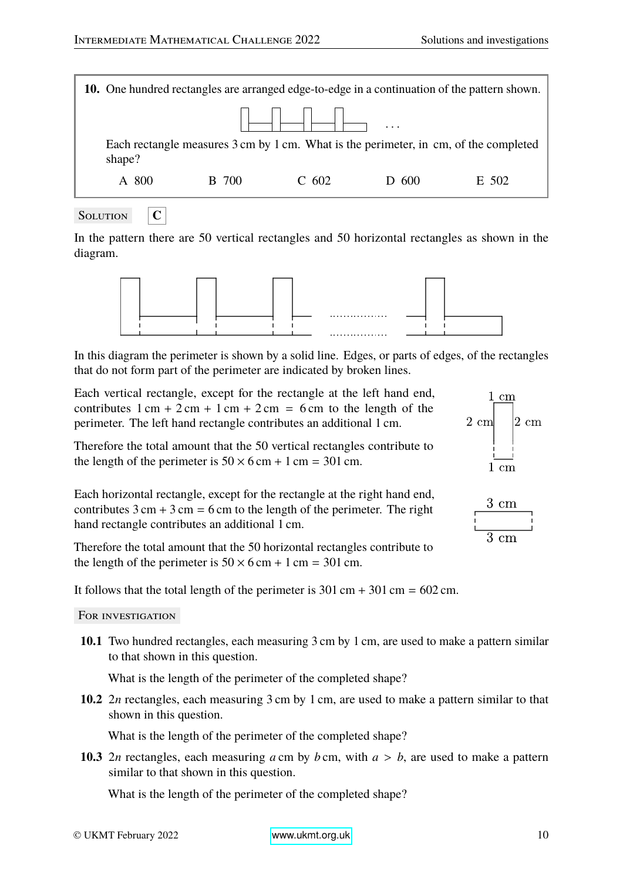**10.** One hundred rectangles are arranged edge-to-edge in a continuation of the pattern shown.

Each rectangle measures 3 cm by 1 cm. What is the perimeter, in cm, of the completed shape?

A 800 B 700 C 602 D 600 E 502

SOLUTION **C**

In the pattern there are 50 vertical rectangles and 50 horizontal rectangles as shown in the diagram.

In this diagram the perimeter is shown by a solid line. Edges, or parts of edges, of the rectangles that do not form part of the perimeter are indicated by broken lines.

Each vertical rectangle, except for the rectangle at the left hand end, contributes $1\,\text{cm} + 2\,\text{cm} + 1\,\text{cm} + 2\,\text{cm} = 6\,\text{cm}$ to the length of the perimeter. The left hand rectangle contributes an additional 1 cm.

Therefore the total amount that the 50 vertical rectangles contribute to the length of the perimeter is $50 \times 6\,\text{cm} + 1\,\text{cm} = 301\,\text{cm}$.

Each horizontal rectangle, except for the rectangle at the right hand end, contributes $3\,\text{cm} + 3\,\text{cm} = 6\,\text{cm}$ to the length of the perimeter. The right hand rectangle contributes an additional 1 cm.

Therefore the total amount that the 50 horizontal rectangles contribute to the length of the perimeter is $50 \times 6\,\text{cm} + 1\,\text{cm} = 301\,\text{cm}$.

It follows that the total length of the perimeter is $301\,\text{cm} + 301\,\text{cm} = 602\,\text{cm}$.

FOR INVESTIGATION

**10.1** Two hundred rectangles, each measuring 3 cm by 1 cm, are used to make a pattern similar to that shown in this question.

What is the length of the perimeter of the completed shape?

**10.2** $2n$ rectangles, each measuring 3 cm by 1 cm, are used to make a pattern similar to that shown in this question.

What is the length of the perimeter of the completed shape?

**10.3** $2n$ rectangles, each measuring $a$ cm by $b$ cm, with $a > b$, are used to make a pattern similar to that shown in this question.

What is the length of the perimeter of the completed shape?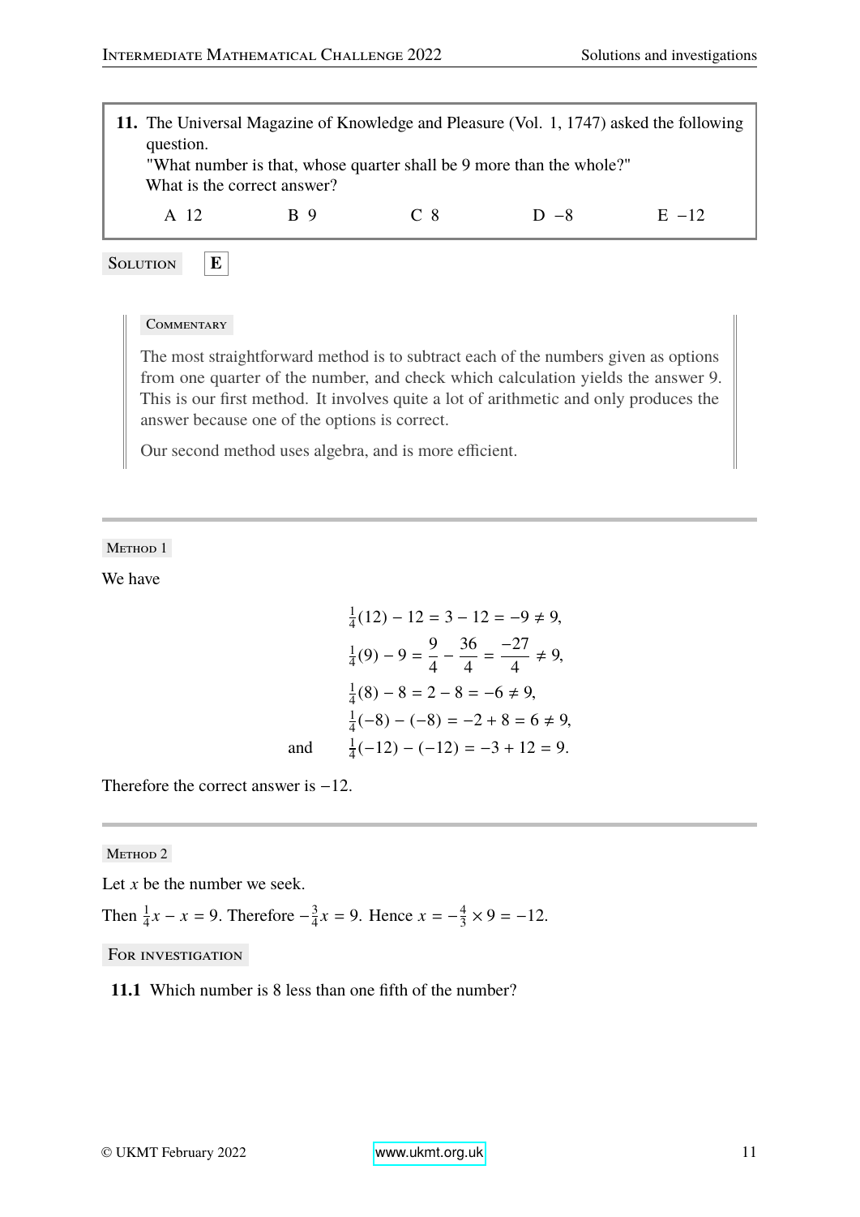**11.** The Universal Magazine of Knowledge and Pleasure (Vol. 1, 1747) asked the following question.
"What number is that, whose quarter shall be 9 more than the whole?"
What is the correct answer?

A 12 B 9 C 8 D −8 E −12

**Solution** **E**

**Commentary**

The most straightforward method is to subtract each of the numbers given as options from one quarter of the number, and check which calculation yields the answer 9. This is our first method. It involves quite a lot of arithmetic and only produces the answer because one of the options is correct.

Our second method uses algebra, and is more efficient.

---

**Method 1**

We have

$$\tfrac{1}{4}(12) - 12 = 3 - 12 = -9 \neq 9,$$

$$\tfrac{1}{4}(9) - 9 = \frac{9}{4} - \frac{36}{4} = \frac{-27}{4} \neq 9,$$

$$\tfrac{1}{4}(8) - 8 = 2 - 8 = -6 \neq 9,$$

$$\tfrac{1}{4}(-8) - (-8) = -2 + 8 = 6 \neq 9,$$

and

$$\tfrac{1}{4}(-12) - (-12) = -3 + 12 = 9.$$

Therefore the correct answer is −12.

---

**Method 2**

Let $x$ be the number we seek.

Then $\frac{1}{4}x - x = 9$. Therefore $-\frac{3}{4}x = 9$. Hence $x = -\frac{4}{3} \times 9 = -12$.

**For investigation**

**11.1** Which number is 8 less than one fifth of the number?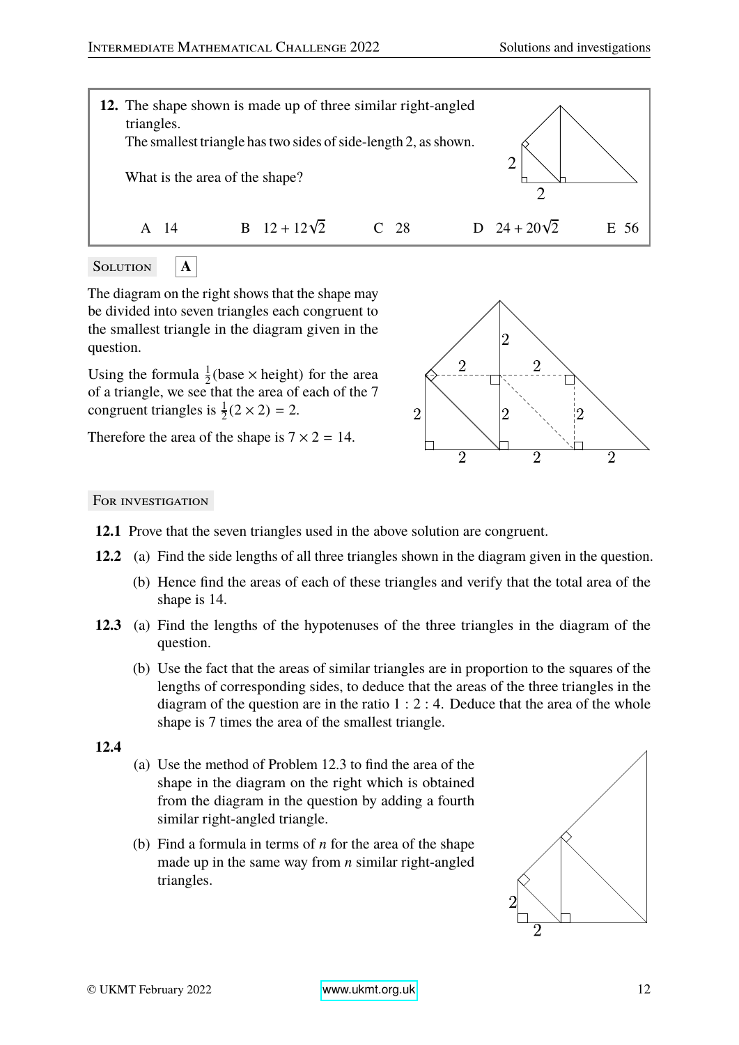**12.** The shape shown is made up of three similar right-angled triangles.
The smallest triangle has two sides of side-length 2, as shown.

What is the area of the shape?

A 14 B $12 + 12\sqrt{2}$ C 28 D $24 + 20\sqrt{2}$ E 56

SOLUTION **A**

The diagram on the right shows that the shape may be divided into seven triangles each congruent to the smallest triangle in the diagram given in the question.

Using the formula $\frac{1}{2}(\text{base} \times \text{height})$ for the area of a triangle, we see that the area of each of the 7 congruent triangles is $\frac{1}{2}(2 \times 2) = 2$.

Therefore the area of the shape is $7 \times 2 = 14$.

FOR INVESTIGATION

**12.1** Prove that the seven triangles used in the above solution are congruent.

**12.2** (a) Find the side lengths of all three triangles shown in the diagram given in the question.

(b) Hence find the areas of each of these triangles and verify that the total area of the shape is 14.

**12.3** (a) Find the lengths of the hypotenuses of the three triangles in the diagram of the question.

(b) Use the fact that the areas of similar triangles are in proportion to the squares of the lengths of corresponding sides, to deduce that the areas of the three triangles in the diagram of the question are in the ratio $1 : 2 : 4$. Deduce that the area of the whole shape is 7 times the area of the smallest triangle.

**12.4**

(a) Use the method of Problem 12.3 to find the area of the shape in the diagram on the right which is obtained from the diagram in the question by adding a fourth similar right-angled triangle.

(b) Find a formula in terms of $n$ for the area of the shape made up in the same way from $n$ similar right-angled triangles.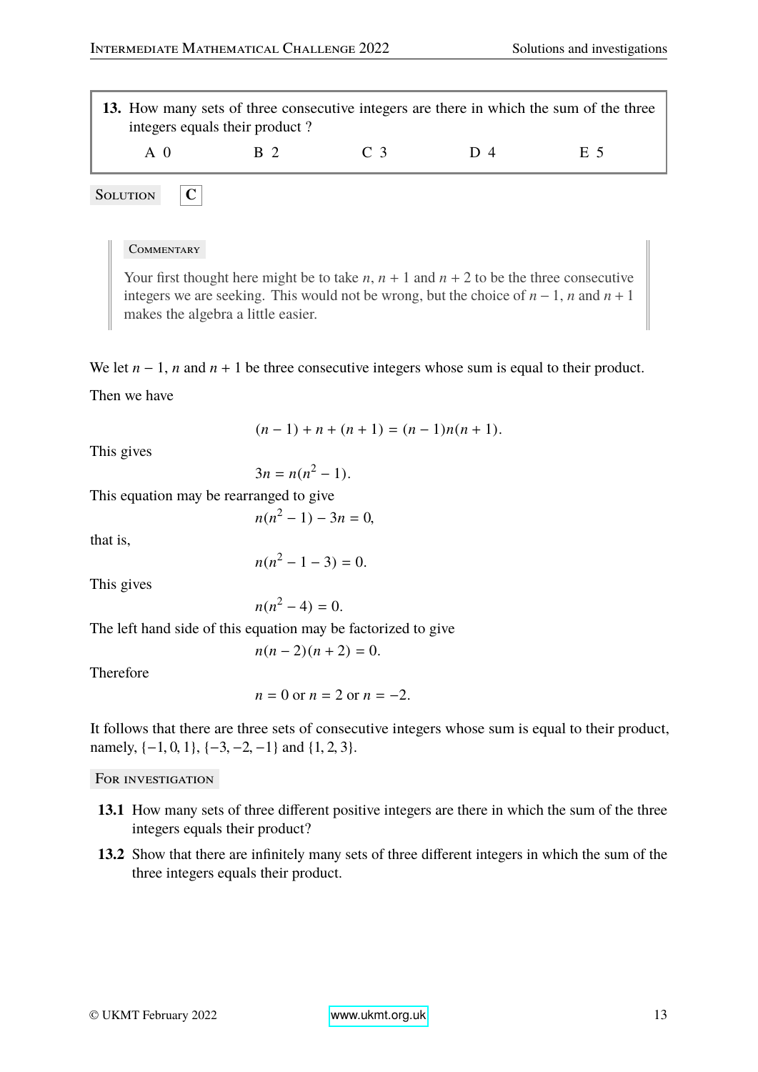**13.** How many sets of three consecutive integers are there in which the sum of the three integers equals their product ?

A 0 B 2 C 3 D 4 E 5

Solution **C**

> Commentary
>
> Your first thought here might be to take $n$, $n+1$ and $n+2$ to be the three consecutive integers we are seeking. This would not be wrong, but the choice of $n-1$, $n$ and $n+1$ makes the algebra a little easier.

We let $n-1$, $n$ and $n+1$ be three consecutive integers whose sum is equal to their product.

Then we have

$$(n-1)+n+(n+1)=(n-1)n(n+1).$$

This gives

$$3n = n(n^2-1).$$

This equation may be rearranged to give

$$n(n^2-1)-3n=0,$$

that is,

$$n(n^2-1-3)=0.$$

This gives

$$n(n^2-4)=0.$$

The left hand side of this equation may be factorized to give

$$n(n-2)(n+2)=0.$$

Therefore

$$n=0 \text{ or } n=2 \text{ or } n=-2.$$

It follows that there are three sets of consecutive integers whose sum is equal to their product, namely, $\{-1,0,1\}$, $\{-3,-2,-1\}$ and $\{1,2,3\}$.

For investigation

**13.1** How many sets of three different positive integers are there in which the sum of the three integers equals their product?

**13.2** Show that there are infinitely many sets of three different integers in which the sum of the three integers equals their product.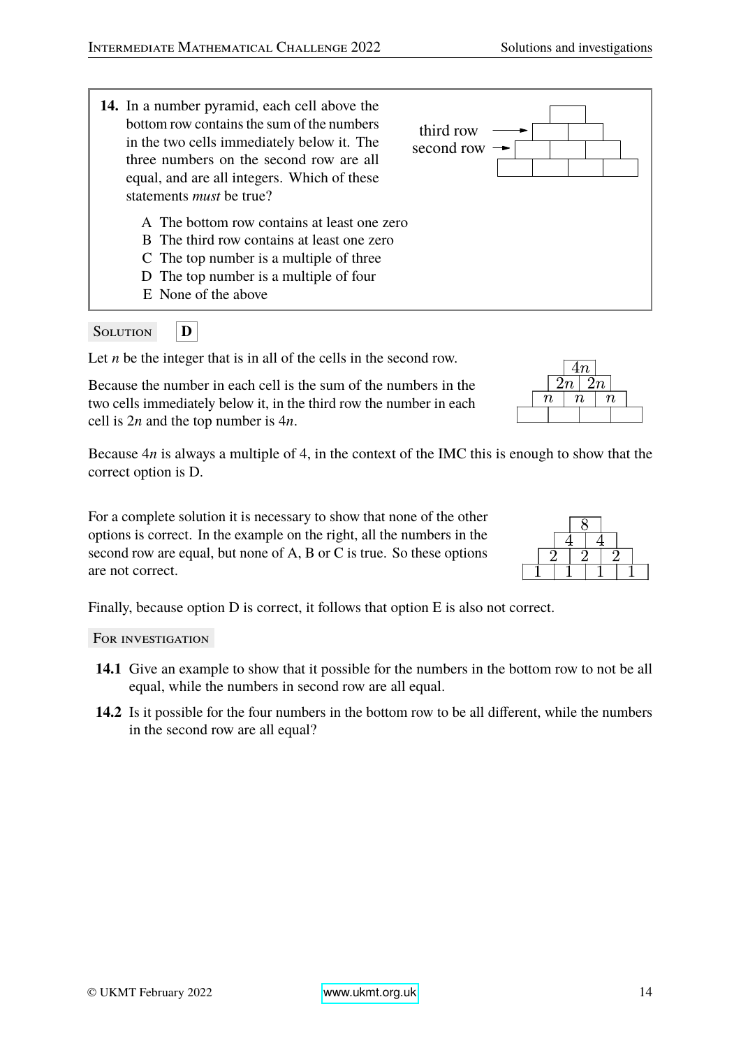**14.** In a number pyramid, each cell above the bottom row contains the sum of the numbers in the two cells immediately below it. The three numbers on the second row are all equal, and are all integers. Which of these statements *must* be true?

A The bottom row contains at least one zero

B The third row contains at least one zero

C The top number is a multiple of three

D The top number is a multiple of four

E None of the above

Solution **D**

Let $n$ be the integer that is in all of the cells in the second row.

Because the number in each cell is the sum of the numbers in the two cells immediately below it, in the third row the number in each cell is $2n$ and the top number is $4n$.

Because $4n$ is always a multiple of 4, in the context of the IMC this is enough to show that the correct option is D.

For a complete solution it is necessary to show that none of the other options is correct. In the example on the right, all the numbers in the second row are equal, but none of A, B or C is true. So these options are not correct.

Finally, because option D is correct, it follows that option E is also not correct.

For investigation

**14.1** Give an example to show that it possible for the numbers in the bottom row to not be all equal, while the numbers in second row are all equal.

**14.2** Is it possible for the four numbers in the bottom row to be all different, while the numbers in the second row are all equal?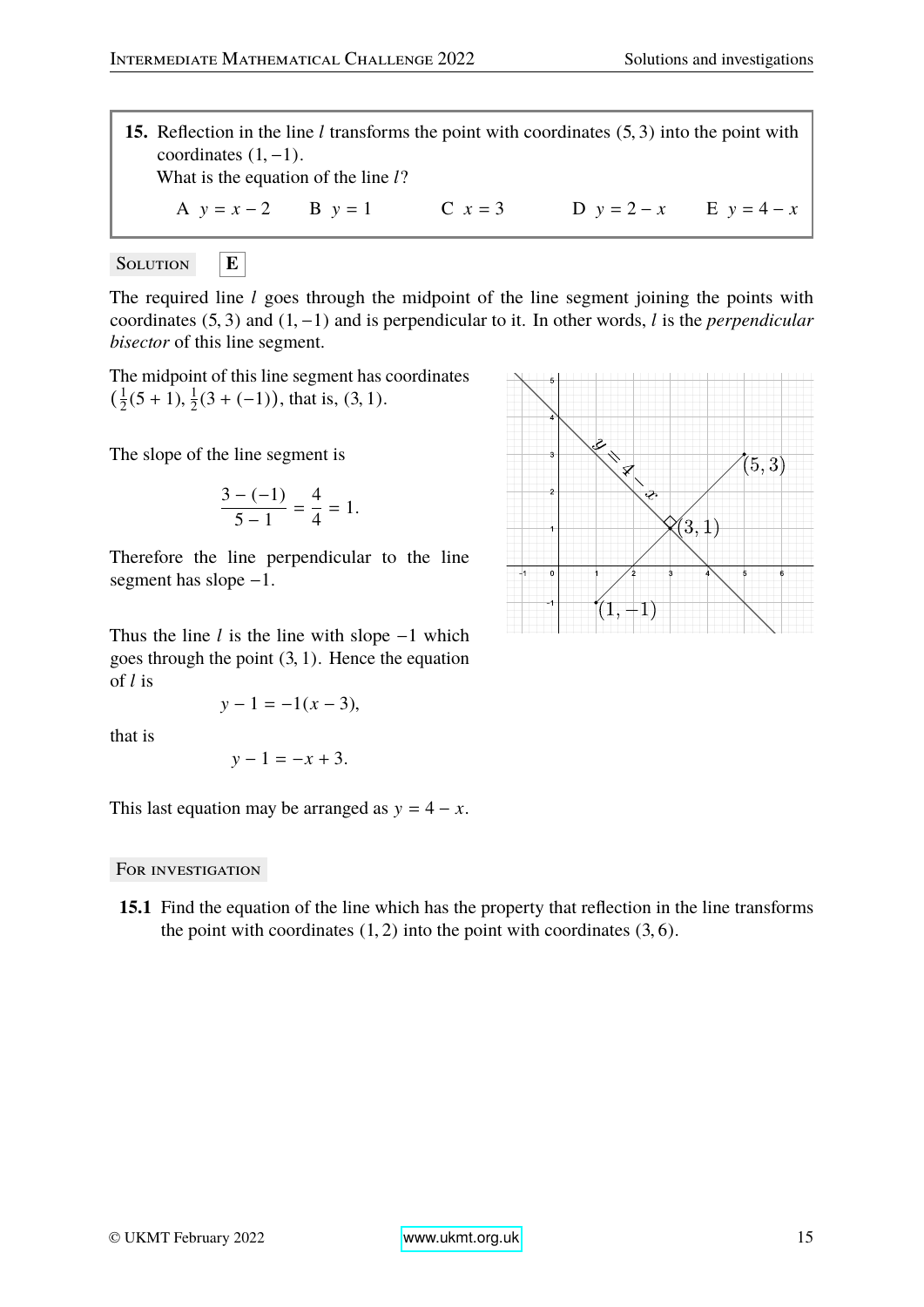**15.** Reflection in the line $l$ transforms the point with coordinates $(5, 3)$ into the point with coordinates $(1, -1)$.
What is the equation of the line $l$?

A $y = x - 2$  B $y = 1$  C $x = 3$  D $y = 2 - x$  E $y = 4 - x$

SOLUTION **E**

The required line $l$ goes through the midpoint of the line segment joining the points with coordinates $(5, 3)$ and $(1, -1)$ and is perpendicular to it. In other words, $l$ is the *perpendicular bisector* of this line segment.

The midpoint of this line segment has coordinates $\left(\frac{1}{2}(5 + 1), \frac{1}{2}(3 + (-1))\right)$, that is, $(3, 1)$.

The slope of the line segment is

$$\frac{3 - (-1)}{5 - 1} = \frac{4}{4} = 1.$$

Therefore the line perpendicular to the line segment has slope $-1$.

Thus the line $l$ is the line with slope $-1$ which goes through the point $(3, 1)$. Hence the equation of $l$ is

$$y - 1 = -1(x - 3),$$

that is

$$y - 1 = -x + 3.$$

This last equation may be arranged as $y = 4 - x$.

FOR INVESTIGATION

**15.1** Find the equation of the line which has the property that reflection in the line transforms the point with coordinates $(1, 2)$ into the point with coordinates $(3, 6)$.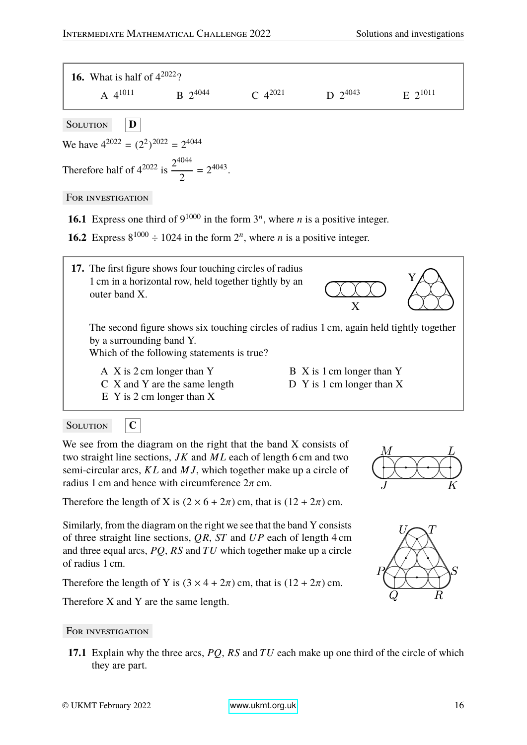**16.** What is half of $4^{2022}$?

A $4^{1011}$ B $2^{4044}$ C $4^{2021}$ D $2^{4043}$ E $2^{1011}$

SOLUTION **D**

We have $4^{2022} = (2^2)^{2022} = 2^{4044}$

Therefore half of $4^{2022}$ is $\dfrac{2^{4044}}{2} = 2^{4043}$.

FOR INVESTIGATION

**16.1** Express one third of $9^{1000}$ in the form $3^n$, where $n$ is a positive integer.

**16.2** Express $8^{1000} \div 1024$ in the form $2^n$, where $n$ is a positive integer.

**17.** The first figure shows four touching circles of radius 1 cm in a horizontal row, held together tightly by an outer band X.

The second figure shows six touching circles of radius 1 cm, again held tightly together by a surrounding band Y.

Which of the following statements is true?

A X is 2 cm longer than Y
B X is 1 cm longer than Y
C X and Y are the same length
D Y is 1 cm longer than X
E Y is 2 cm longer than X

SOLUTION **C**

We see from the diagram on the right that the band X consists of two straight line sections, $JK$ and $ML$ each of length 6 cm and two semi-circular arcs, $KL$ and $MJ$, which together make up a circle of radius 1 cm and hence with circumference $2\pi$ cm.

Therefore the length of X is $(2 \times 6 + 2\pi)$ cm, that is $(12 + 2\pi)$ cm.

Similarly, from the diagram on the right we see that the band Y consists of three straight line sections, $QR$, $ST$ and $UP$ each of length 4 cm and three equal arcs, $PQ$, $RS$ and $TU$ which together make up a circle of radius 1 cm.

Therefore the length of Y is $(3 \times 4 + 2\pi)$ cm, that is $(12 + 2\pi)$ cm.

Therefore X and Y are the same length.

FOR INVESTIGATION

**17.1** Explain why the three arcs, $PQ$, $RS$ and $TU$ each make up one third of the circle of which they are part.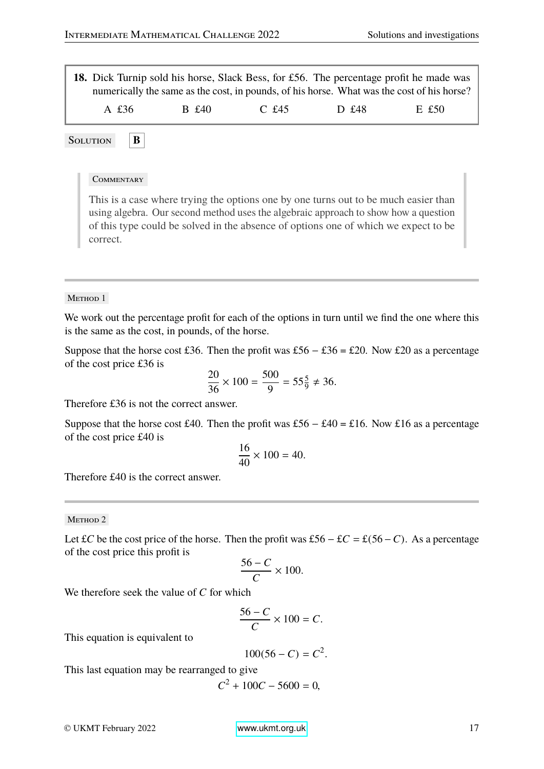**18.** Dick Turnip sold his horse, Slack Bess, for £56. The percentage profit he made was numerically the same as the cost, in pounds, of his horse. What was the cost of his horse?

A £36 B £40 C £45 D £48 E £50

**Solution** **B**

> **Commentary**
>
> This is a case where trying the options one by one turns out to be much easier than using algebra. Our second method uses the algebraic approach to show how a question of this type could be solved in the absence of options one of which we expect to be correct.

---

**Method 1**

We work out the percentage profit for each of the options in turn until we find the one where this is the same as the cost, in pounds, of the horse.

Suppose that the horse cost £36. Then the profit was £56 − £36 = £20. Now £20 as a percentage of the cost price £36 is

$$\frac{20}{36} \times 100 = \frac{500}{9} = 55\tfrac{5}{9} \neq 36.$$

Therefore £36 is not the correct answer.

Suppose that the horse cost £40. Then the profit was £56 − £40 = £16. Now £16 as a percentage of the cost price £40 is

$$\frac{16}{40} \times 100 = 40.$$

Therefore £40 is the correct answer.

---

**Method 2**

Let £$C$ be the cost price of the horse. Then the profit was £56 − £$C$ = £$(56 - C)$. As a percentage of the cost price this profit is

$$\frac{56 - C}{C} \times 100.$$

We therefore seek the value of $C$ for which

$$\frac{56 - C}{C} \times 100 = C.$$

This equation is equivalent to

$$100(56 - C) = C^2.$$

This last equation may be rearranged to give

$$C^2 + 100C - 5600 = 0,$$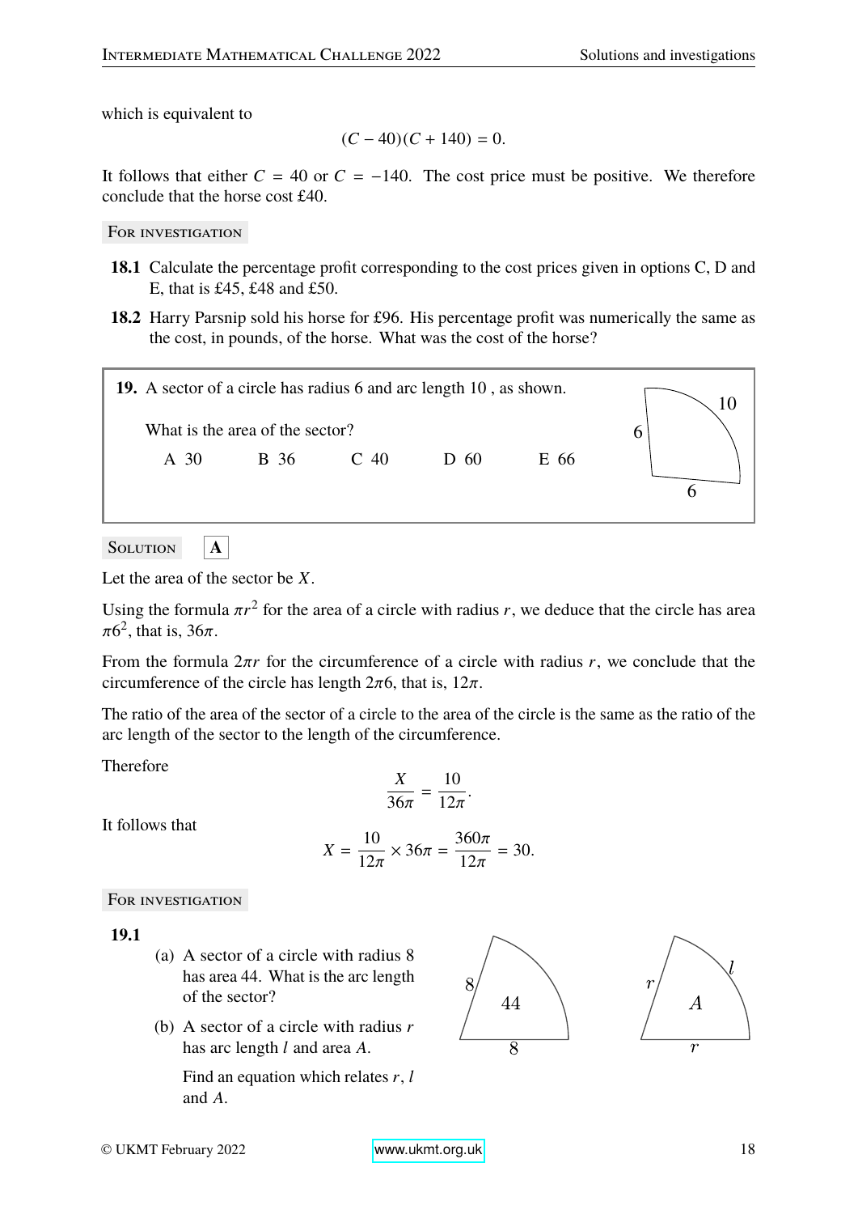which is equivalent to

$$(C - 40)(C + 140) = 0.$$

It follows that either $C = 40$ or $C = -140$. The cost price must be positive. We therefore conclude that the horse cost £40.

For investigation

**18.1** Calculate the percentage profit corresponding to the cost prices given in options C, D and E, that is £45, £48 and £50.

**18.2** Harry Parsnip sold his horse for £96. His percentage profit was numerically the same as the cost, in pounds, of the horse. What was the cost of the horse?

**19.** A sector of a circle has radius 6 and arc length 10 , as shown.

What is the area of the sector?

A 30 B 36 C 40 D 60 E 66

Solution **A**

Let the area of the sector be $X$.

Using the formula $\pi r^2$ for the area of a circle with radius $r$, we deduce that the circle has area $\pi 6^2$, that is, $36\pi$.

From the formula $2\pi r$ for the circumference of a circle with radius $r$, we conclude that the circumference of the circle has length $2\pi 6$, that is, $12\pi$.

The ratio of the area of the sector of a circle to the area of the circle is the same as the ratio of the arc length of the sector to the length of the circumference.

Therefore

$$\frac{X}{36\pi} = \frac{10}{12\pi}.$$

It follows that

$$X = \frac{10}{12\pi} \times 36\pi = \frac{360\pi}{12\pi} = 30.$$

For investigation

**19.1**

(a) A sector of a circle with radius 8 has area 44. What is the arc length of the sector?

(b) A sector of a circle with radius $r$ has arc length $l$ and area $A$.

Find an equation which relates $r$, $l$ and $A$.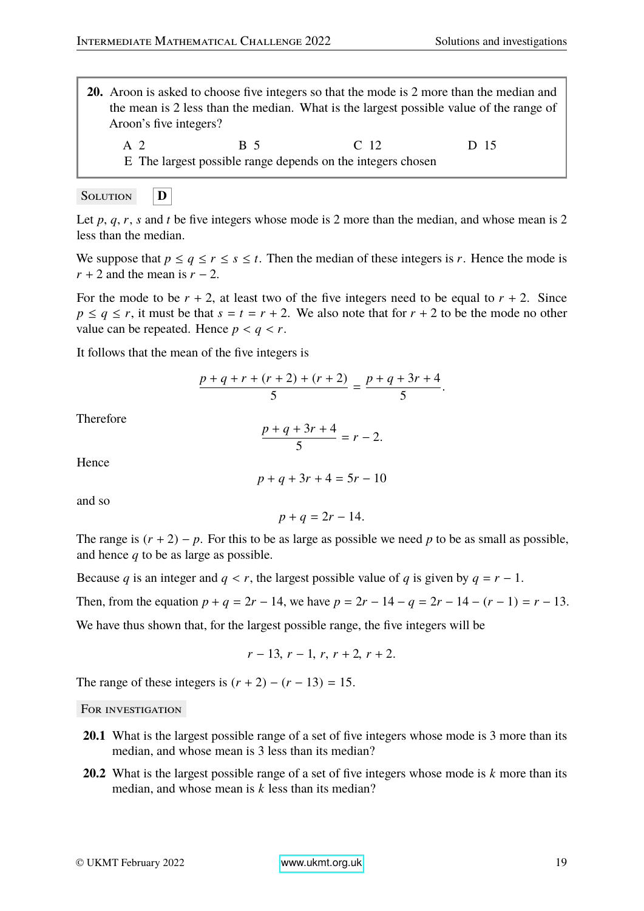**20.** Aroon is asked to choose five integers so that the mode is 2 more than the median and the mean is 2 less than the median. What is the largest possible value of the range of Aroon's five integers?

A 2 &nbsp;&nbsp;&nbsp;&nbsp; B 5 &nbsp;&nbsp;&nbsp;&nbsp; C 12 &nbsp;&nbsp;&nbsp;&nbsp; D 15
E The largest possible range depends on the integers chosen

**SOLUTION** **D**

Let $p$, $q$, $r$, $s$ and $t$ be five integers whose mode is 2 more than the median, and whose mean is 2 less than the median.

We suppose that $p \leq q \leq r \leq s \leq t$. Then the median of these integers is $r$. Hence the mode is $r + 2$ and the mean is $r - 2$.

For the mode to be $r + 2$, at least two of the five integers need to be equal to $r + 2$. Since $p \leq q \leq r$, it must be that $s = t = r + 2$. We also note that for $r + 2$ to be the mode no other value can be repeated. Hence $p < q < r$.

It follows that the mean of the five integers is

$$\frac{p + q + r + (r + 2) + (r + 2)}{5} = \frac{p + q + 3r + 4}{5}.$$

Therefore

$$\frac{p + q + 3r + 4}{5} = r - 2.$$

Hence

$$p + q + 3r + 4 = 5r - 10$$

and so

$$p + q = 2r - 14.$$

The range is $(r + 2) - p$. For this to be as large as possible we need $p$ to be as small as possible, and hence $q$ to be as large as possible.

Because $q$ is an integer and $q < r$, the largest possible value of $q$ is given by $q = r - 1$.

Then, from the equation $p + q = 2r - 14$, we have $p = 2r - 14 - q = 2r - 14 - (r - 1) = r - 13$.

We have thus shown that, for the largest possible range, the five integers will be

$$r - 13,\ r - 1,\ r,\ r + 2,\ r + 2.$$

The range of these integers is $(r + 2) - (r - 13) = 15$.

**FOR INVESTIGATION**

**20.1** What is the largest possible range of a set of five integers whose mode is 3 more than its median, and whose mean is 3 less than its median?

**20.2** What is the largest possible range of a set of five integers whose mode is $k$ more than its median, and whose mean is $k$ less than its median?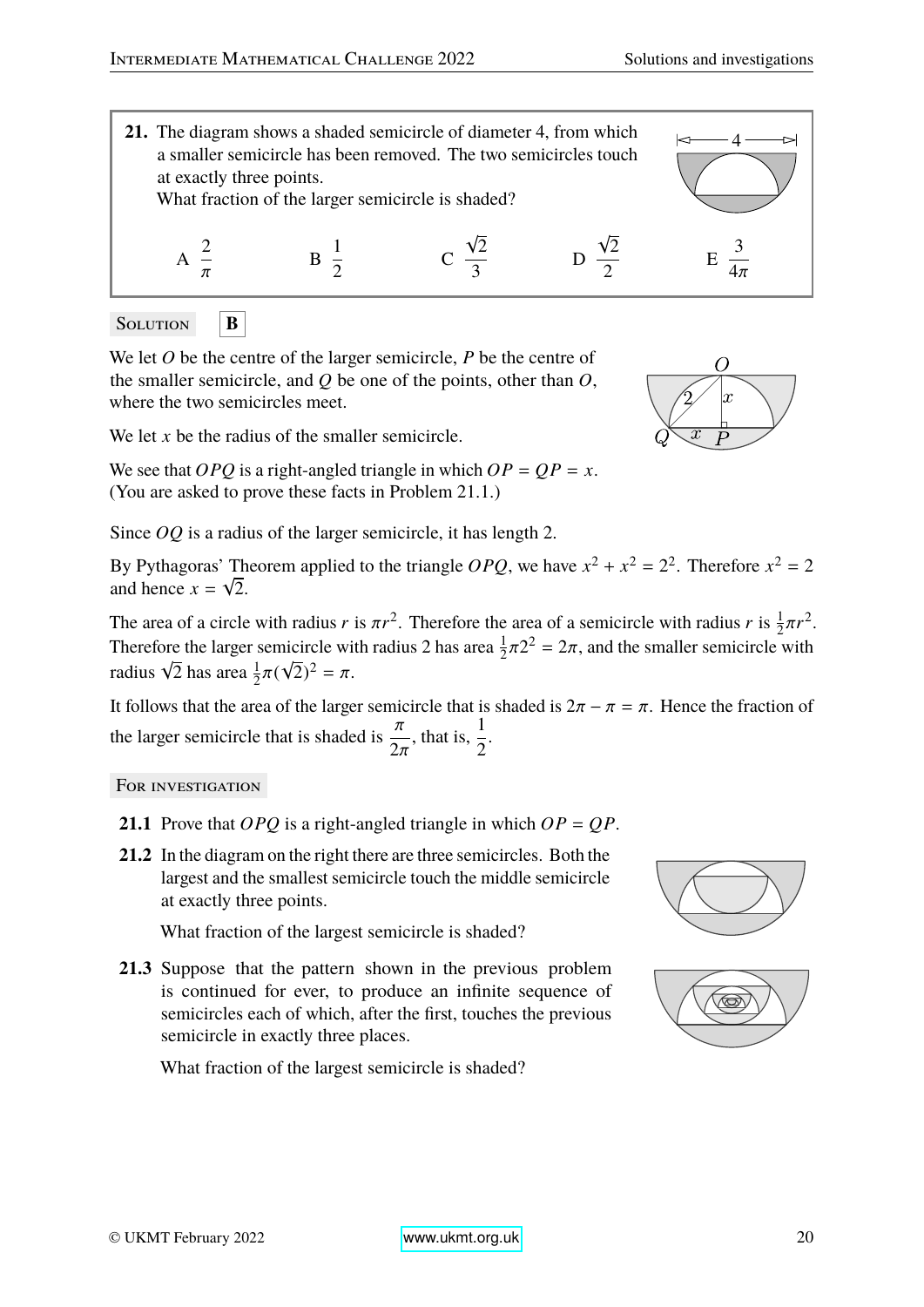**21.** The diagram shows a shaded semicircle of diameter 4, from which a smaller semicircle has been removed. The two semicircles touch at exactly three points.
What fraction of the larger semicircle is shaded?

A $\frac{2}{\pi}$ B $\frac{1}{2}$ C $\frac{\sqrt{2}}{3}$ D $\frac{\sqrt{2}}{2}$ E $\frac{3}{4\pi}$

Solution **B**

We let $O$ be the centre of the larger semicircle, $P$ be the centre of the smaller semicircle, and $Q$ be one of the points, other than $O$, where the two semicircles meet.

We let $x$ be the radius of the smaller semicircle.

We see that $OPQ$ is a right-angled triangle in which $OP = QP = x$. (You are asked to prove these facts in Problem 21.1.)

Since $OQ$ is a radius of the larger semicircle, it has length 2.

By Pythagoras' Theorem applied to the triangle $OPQ$, we have $x^2 + x^2 = 2^2$. Therefore $x^2 = 2$ and hence $x = \sqrt{2}$.

The area of a circle with radius $r$ is $\pi r^2$. Therefore the area of a semicircle with radius $r$ is $\frac{1}{2}\pi r^2$. Therefore the larger semicircle with radius 2 has area $\frac{1}{2}\pi 2^2 = 2\pi$, and the smaller semicircle with radius $\sqrt{2}$ has area $\frac{1}{2}\pi(\sqrt{2})^2 = \pi$.

It follows that the area of the larger semicircle that is shaded is $2\pi - \pi = \pi$. Hence the fraction of the larger semicircle that is shaded is $\frac{\pi}{2\pi}$, that is, $\frac{1}{2}$.

For investigation

**21.1** Prove that $OPQ$ is a right-angled triangle in which $OP = QP$.

**21.2** In the diagram on the right there are three semicircles. Both the largest and the smallest semicircle touch the middle semicircle at exactly three points.

What fraction of the largest semicircle is shaded?

**21.3** Suppose that the pattern shown in the previous problem is continued for ever, to produce an infinite sequence of semicircles each of which, after the first, touches the previous semicircle in exactly three places.

What fraction of the largest semicircle is shaded?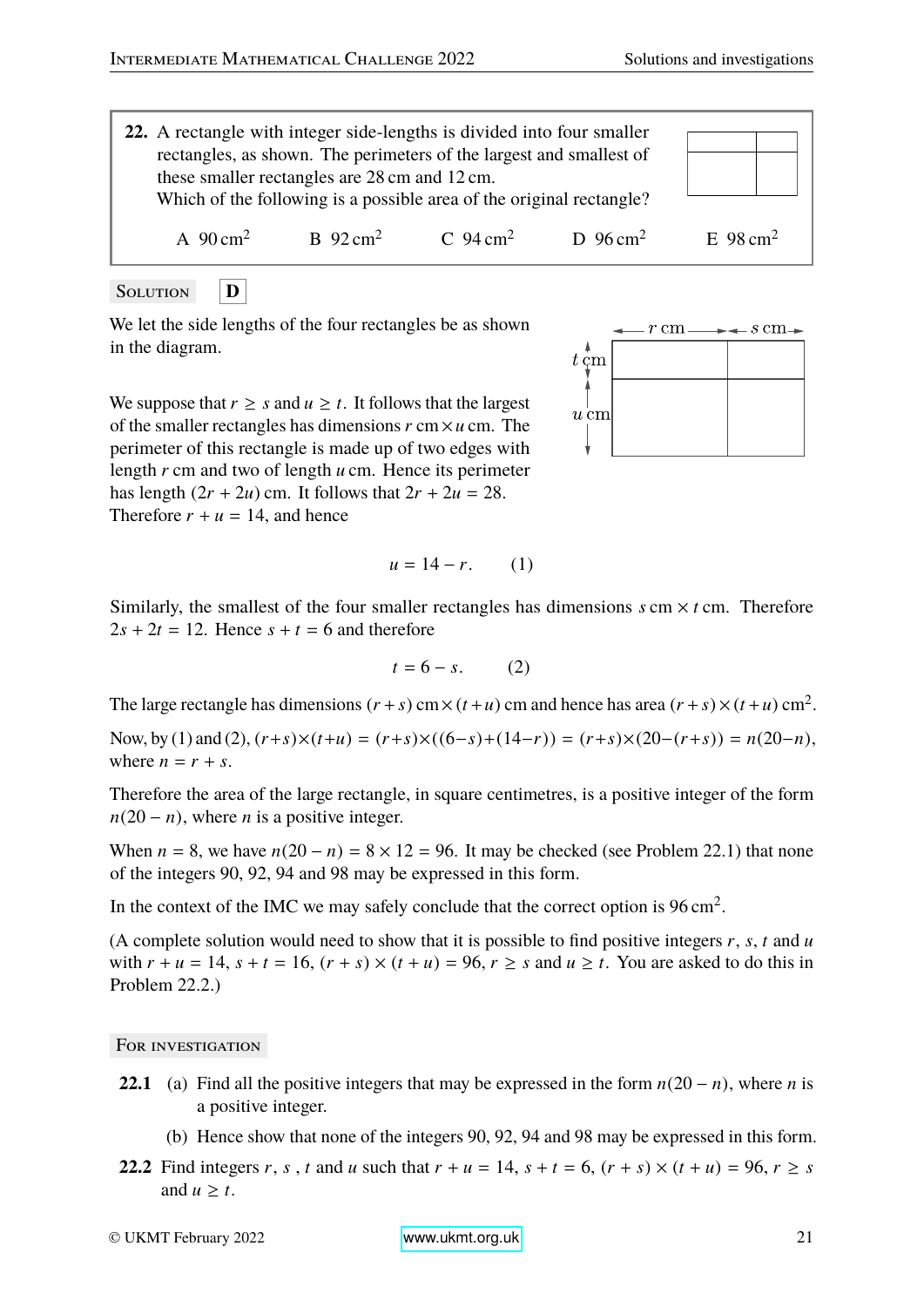**22.** A rectangle with integer side-lengths is divided into four smaller rectangles, as shown. The perimeters of the largest and smallest of these smaller rectangles are 28 cm and 12 cm.
Which of the following is a possible area of the original rectangle?

A $90\,\text{cm}^2$ B $92\,\text{cm}^2$ C $94\,\text{cm}^2$ D $96\,\text{cm}^2$ E $98\,\text{cm}^2$

SOLUTION **D**

We let the side lengths of the four rectangles be as shown in the diagram.

We suppose that $r \geq s$ and $u \geq t$. It follows that the largest of the smaller rectangles has dimensions $r\,\text{cm} \times u\,\text{cm}$. The perimeter of this rectangle is made up of two edges with length $r$ cm and two of length $u$ cm. Hence its perimeter has length $(2r + 2u)$ cm. It follows that $2r + 2u = 28$. Therefore $r + u = 14$, and hence

$$u = 14 - r. \qquad (1)$$

Similarly, the smallest of the four smaller rectangles has dimensions $s\,\text{cm} \times t\,\text{cm}$. Therefore $2s + 2t = 12$. Hence $s + t = 6$ and therefore

$$t = 6 - s. \qquad (2)$$

The large rectangle has dimensions $(r+s)\,\text{cm} \times (t+u)\,\text{cm}$ and hence has area $(r+s)\times(t+u)\,\text{cm}^2$.

Now, by (1) and (2), $(r+s)\times(t+u) = (r+s)\times((6-s)+(14-r)) = (r+s)\times(20-(r+s)) = n(20-n)$, where $n = r + s$.

Therefore the area of the large rectangle, in square centimetres, is a positive integer of the form $n(20 - n)$, where $n$ is a positive integer.

When $n = 8$, we have $n(20 - n) = 8 \times 12 = 96$. It may be checked (see Problem 22.1) that none of the integers 90, 92, 94 and 98 may be expressed in this form.

In the context of the IMC we may safely conclude that the correct option is $96\,\text{cm}^2$.

(A complete solution would need to show that it is possible to find positive integers $r$, $s$, $t$ and $u$ with $r + u = 14$, $s + t = 16$, $(r + s) \times (t + u) = 96$, $r \geq s$ and $u \geq t$. You are asked to do this in Problem 22.2.)

FOR INVESTIGATION

**22.1** (a) Find all the positive integers that may be expressed in the form $n(20 - n)$, where $n$ is a positive integer.

(b) Hence show that none of the integers 90, 92, 94 and 98 may be expressed in this form.

**22.2** Find integers $r$, $s$ , $t$ and $u$ such that $r + u = 14$, $s + t = 6$, $(r + s) \times (t + u) = 96$, $r \geq s$ and $u \geq t$.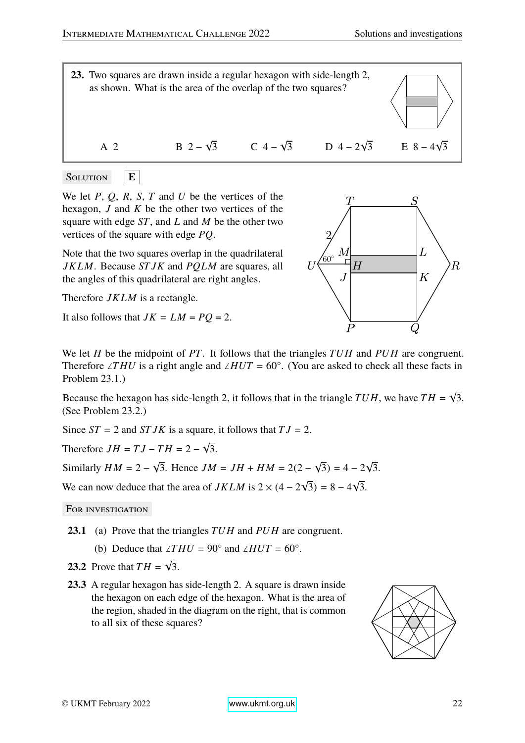**23.** Two squares are drawn inside a regular hexagon with side-length 2, as shown. What is the area of the overlap of the two squares?

A 2 &nbsp;&nbsp;&nbsp;&nbsp; B $2 - \sqrt{3}$ &nbsp;&nbsp;&nbsp;&nbsp; C $4 - \sqrt{3}$ &nbsp;&nbsp;&nbsp;&nbsp; D $4 - 2\sqrt{3}$ &nbsp;&nbsp;&nbsp;&nbsp; E $8 - 4\sqrt{3}$

**Solution** **E**

We let $P$, $Q$, $R$, $S$, $T$ and $U$ be the vertices of the hexagon, $J$ and $K$ be the other two vertices of the square with edge $ST$, and $L$ and $M$ be the other two vertices of the square with edge $PQ$.

Note that the two squares overlap in the quadrilateral $JKLM$. Because $STJK$ and $PQLM$ are squares, all the angles of this quadrilateral are right angles.

Therefore $JKLM$ is a rectangle.

It also follows that $JK = LM = PQ = 2$.

We let $H$ be the midpoint of $PT$. It follows that the triangles $TUH$ and $PUH$ are congruent. Therefore $\angle THU$ is a right angle and $\angle HUT = 60°$. (You are asked to check all these facts in Problem 23.1.)

Because the hexagon has side-length 2, it follows that in the triangle $TUH$, we have $TH = \sqrt{3}$. (See Problem 23.2.)

Since $ST = 2$ and $STJK$ is a square, it follows that $TJ = 2$.

Therefore $JH = TJ - TH = 2 - \sqrt{3}$.

Similarly $HM = 2 - \sqrt{3}$. Hence $JM = JH + HM = 2(2 - \sqrt{3}) = 4 - 2\sqrt{3}$.

We can now deduce that the area of $JKLM$ is $2 \times (4 - 2\sqrt{3}) = 8 - 4\sqrt{3}$.

**For investigation**

**23.1** (a) Prove that the triangles $TUH$ and $PUH$ are congruent.

(b) Deduce that $\angle THU = 90°$ and $\angle HUT = 60°$.

**23.2** Prove that $TH = \sqrt{3}$.

**23.3** A regular hexagon has side-length 2. A square is drawn inside the hexagon on each edge of the hexagon. What is the area of the region, shaded in the diagram on the right, that is common to all six of these squares?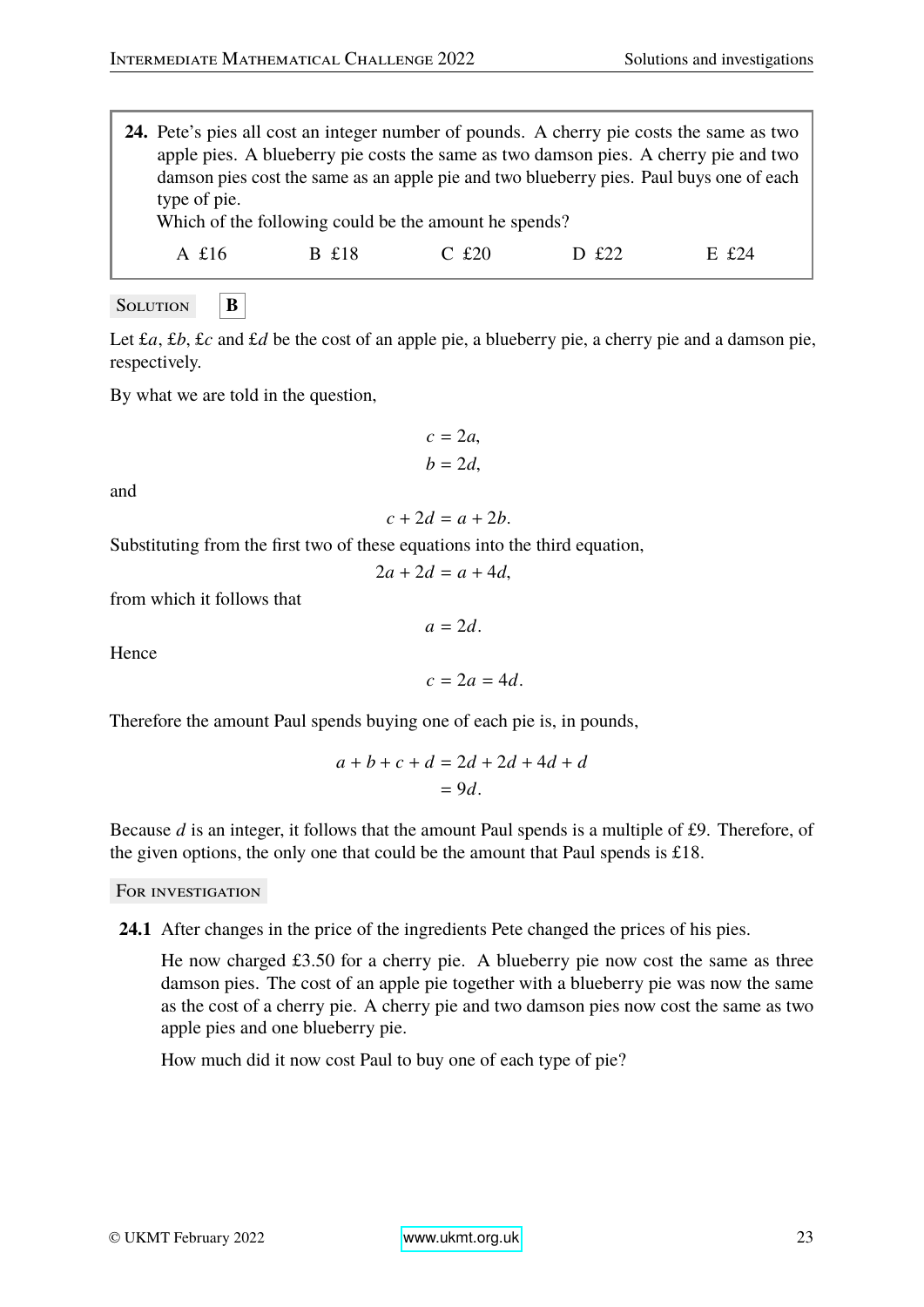**24.** Pete's pies all cost an integer number of pounds. A cherry pie costs the same as two apple pies. A blueberry pie costs the same as two damson pies. A cherry pie and two damson pies cost the same as an apple pie and two blueberry pies. Paul buys one of each type of pie.

Which of the following could be the amount he spends?

A £16 B £18 C £20 D £22 E £24

SOLUTION **B**

Let £$a$, £$b$, £$c$ and £$d$ be the cost of an apple pie, a blueberry pie, a cherry pie and a damson pie, respectively.

By what we are told in the question,

$$c = 2a,$$
$$b = 2d,$$

and

$$c + 2d = a + 2b.$$

Substituting from the first two of these equations into the third equation,

$$2a + 2d = a + 4d,$$

from which it follows that

$$a = 2d.$$

Hence

$$c = 2a = 4d.$$

Therefore the amount Paul spends buying one of each pie is, in pounds,

$$\begin{aligned} a + b + c + d &= 2d + 2d + 4d + d \\ &= 9d. \end{aligned}$$

Because $d$ is an integer, it follows that the amount Paul spends is a multiple of £9. Therefore, of the given options, the only one that could be the amount that Paul spends is £18.

FOR INVESTIGATION

**24.1** After changes in the price of the ingredients Pete changed the prices of his pies.

He now charged £3.50 for a cherry pie. A blueberry pie now cost the same as three damson pies. The cost of an apple pie together with a blueberry pie was now the same as the cost of a cherry pie. A cherry pie and two damson pies now cost the same as two apple pies and one blueberry pie.

How much did it now cost Paul to buy one of each type of pie?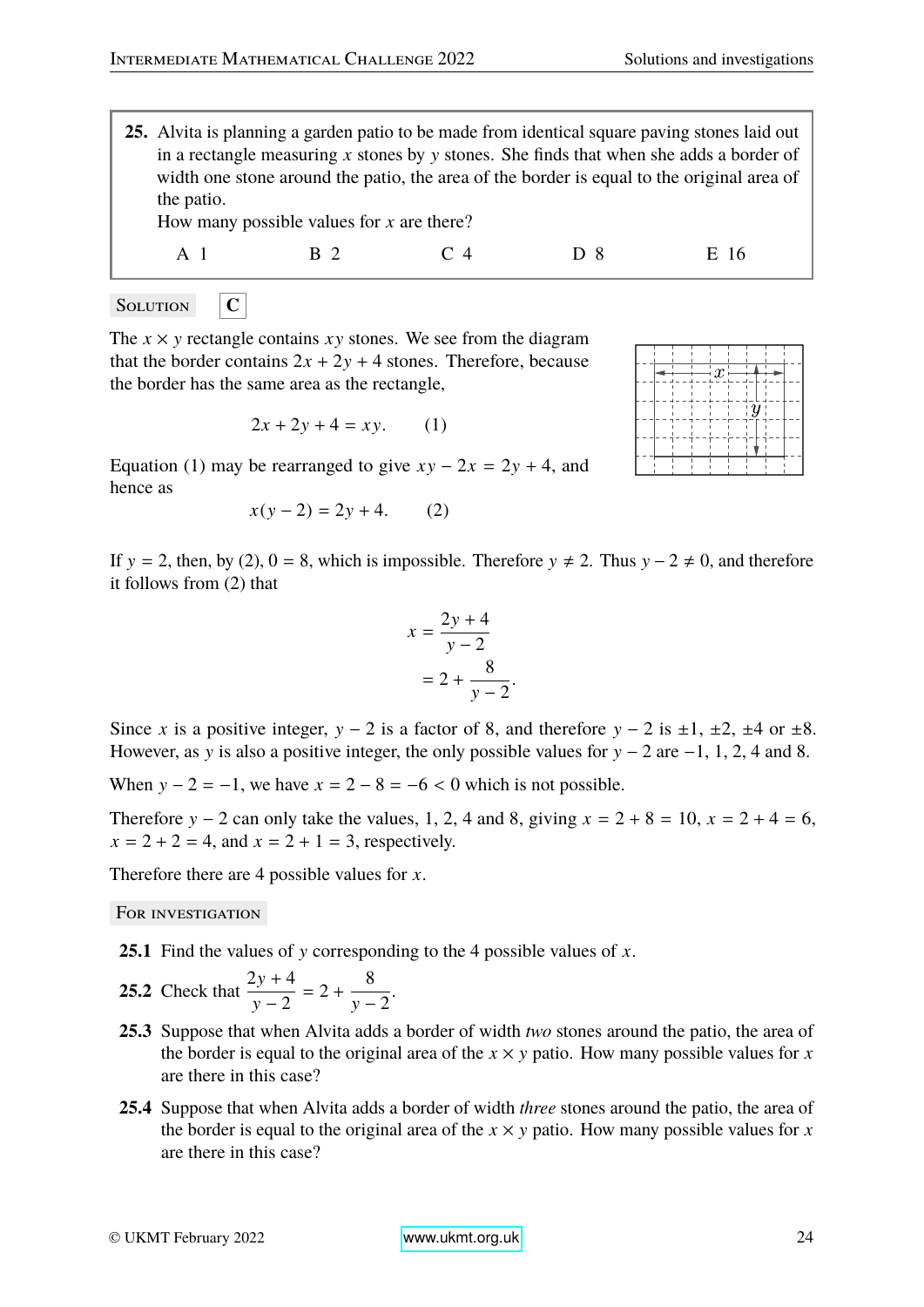**25.** Alvita is planning a garden patio to be made from identical square paving stones laid out in a rectangle measuring $x$ stones by $y$ stones. She finds that when she adds a border of width one stone around the patio, the area of the border is equal to the original area of the patio.

How many possible values for $x$ are there?

A 1 B 2 C 4 D 8 E 16

**SOLUTION** **C**

The $x \times y$ rectangle contains $xy$ stones. We see from the diagram that the border contains $2x + 2y + 4$ stones. Therefore, because the border has the same area as the rectangle,

$$2x + 2y + 4 = xy. \qquad (1)$$

Equation (1) may be rearranged to give $xy - 2x = 2y + 4$, and hence as

$$x(y - 2) = 2y + 4. \qquad (2)$$

If $y = 2$, then, by (2), $0 = 8$, which is impossible. Therefore $y \neq 2$. Thus $y - 2 \neq 0$, and therefore it follows from (2) that

$$\begin{aligned} x &= \frac{2y + 4}{y - 2} \\ &= 2 + \frac{8}{y - 2}. \end{aligned}$$

Since $x$ is a positive integer, $y - 2$ is a factor of 8, and therefore $y - 2$ is $\pm 1$, $\pm 2$, $\pm 4$ or $\pm 8$. However, as $y$ is also a positive integer, the only possible values for $y - 2$ are $-1$, 1, 2, 4 and 8.

When $y - 2 = -1$, we have $x = 2 - 8 = -6 < 0$ which is not possible.

Therefore $y - 2$ can only take the values, 1, 2, 4 and 8, giving $x = 2 + 8 = 10$, $x = 2 + 4 = 6$, $x = 2 + 2 = 4$, and $x = 2 + 1 = 3$, respectively.

Therefore there are 4 possible values for $x$.

**FOR INVESTIGATION**

**25.1** Find the values of $y$ corresponding to the 4 possible values of $x$.

**25.2** Check that $\dfrac{2y + 4}{y - 2} = 2 + \dfrac{8}{y - 2}$.

**25.3** Suppose that when Alvita adds a border of width *two* stones around the patio, the area of the border is equal to the original area of the $x \times y$ patio. How many possible values for $x$ are there in this case?

**25.4** Suppose that when Alvita adds a border of width *three* stones around the patio, the area of the border is equal to the original area of the $x \times y$ patio. How many possible values for $x$ are there in this case?